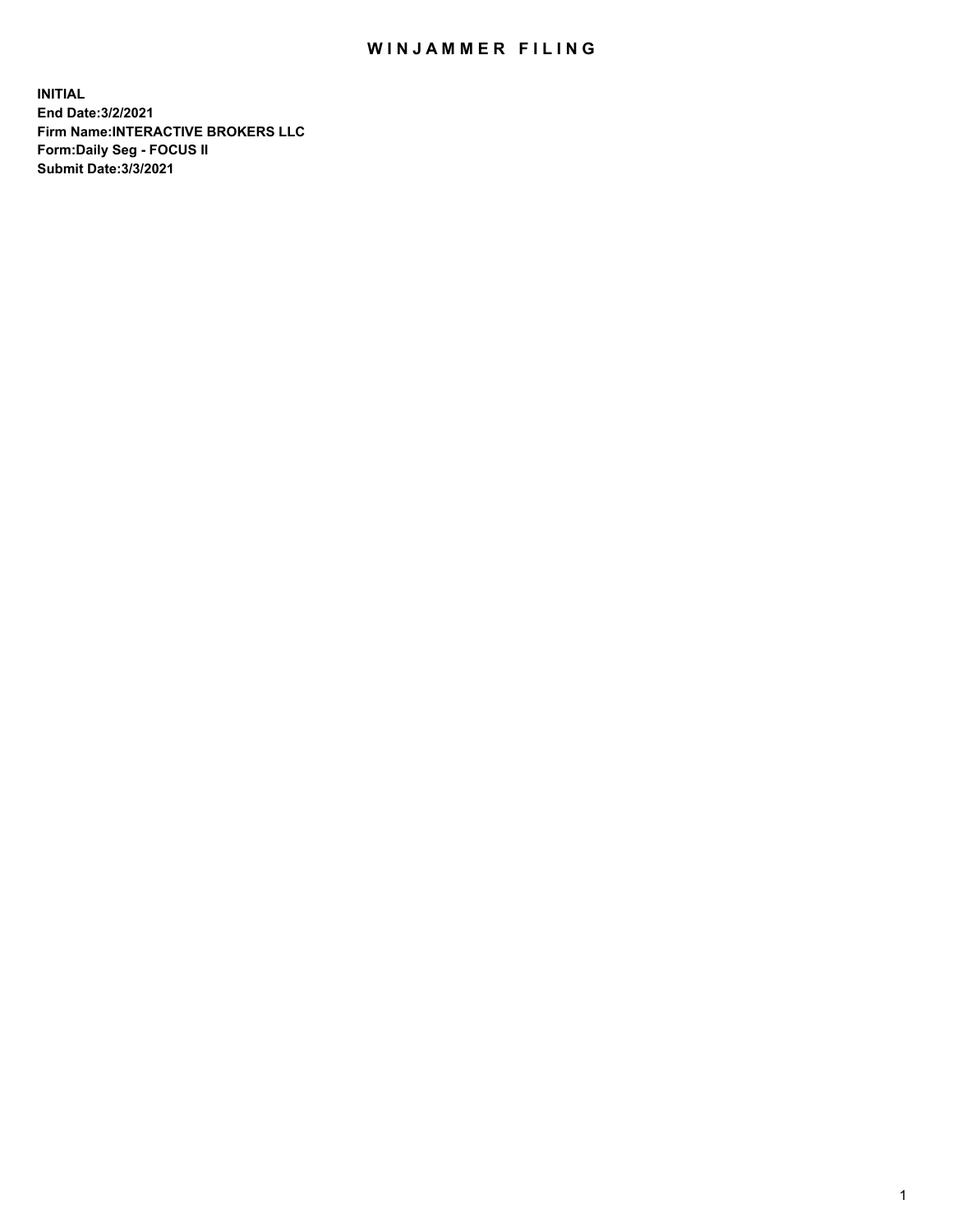# WINJAMMER FILING

**INITIAL**
**End Date:3/2/2021**
**Firm Name:INTERACTIVE BROKERS LLC**
**Form:Daily Seg - FOCUS II**
**Submit Date:3/3/2021**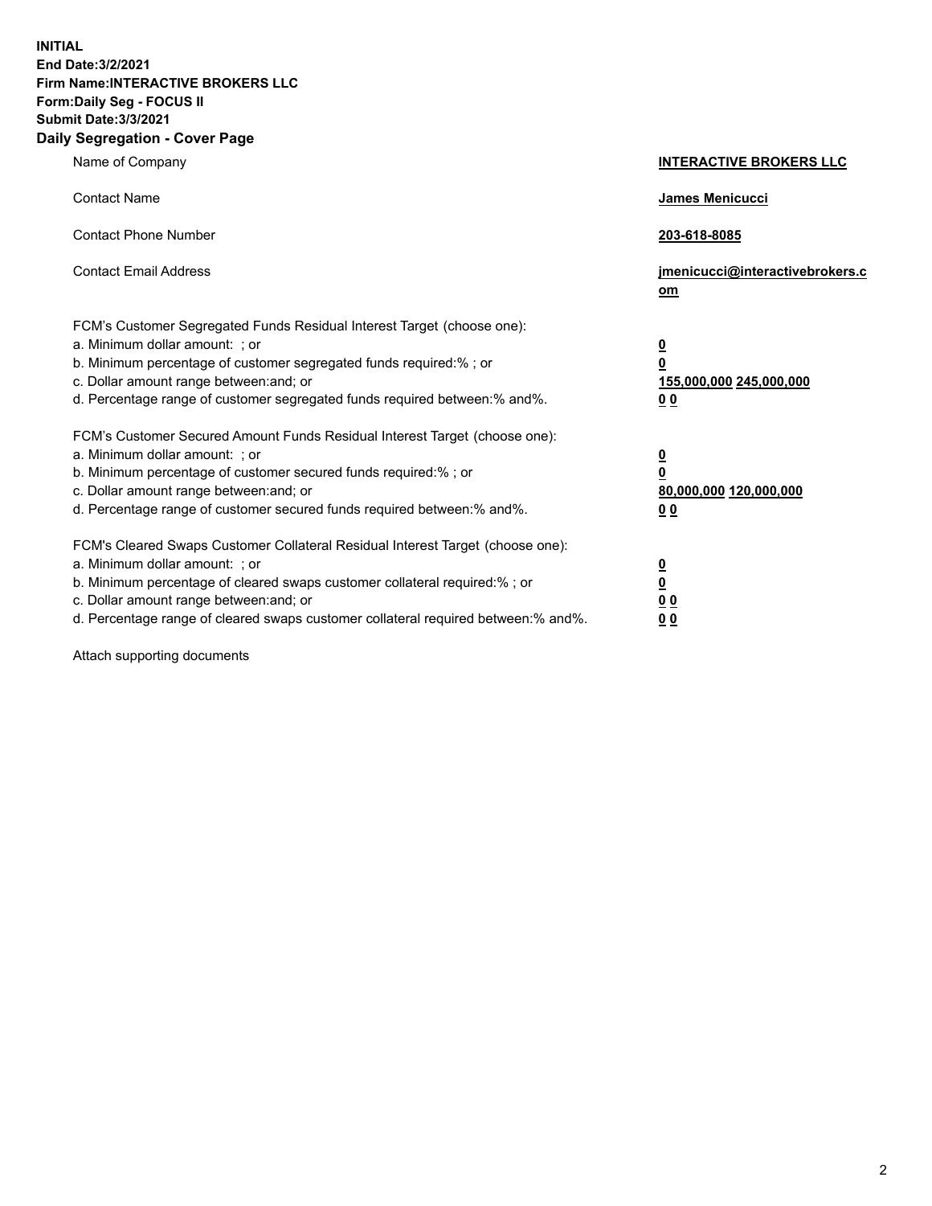**INITIAL**
**End Date:3/2/2021**
**Firm Name:INTERACTIVE BROKERS LLC**
**Form:Daily Seg - FOCUS II**
**Submit Date:3/3/2021**

## Daily Segregation - Cover Page

| | |
|---|---|
| Name of Company | **INTERACTIVE BROKERS LLC** |
| Contact Name | **James Menicucci** |
| Contact Phone Number | **203-618-8085** |
| Contact Email Address | **jmenicucci@interactivebrokers.com** |

FCM's Customer Segregated Funds Residual Interest Target (choose one):

| | |
|---|---|
| a. Minimum dollar amount: ; or | **0** |
| b. Minimum percentage of customer segregated funds required:% ; or | **0** |
| c. Dollar amount range between:and; or | **155,000,000** **245,000,000** |
| d. Percentage range of customer segregated funds required between:% and%. | **0** **0** |

FCM's Customer Secured Amount Funds Residual Interest Target (choose one):

| | |
|---|---|
| a. Minimum dollar amount: ; or | **0** |
| b. Minimum percentage of customer secured funds required:% ; or | **0** |
| c. Dollar amount range between:and; or | **80,000,000** **120,000,000** |
| d. Percentage range of customer secured funds required between:% and%. | **0** **0** |

FCM's Cleared Swaps Customer Collateral Residual Interest Target (choose one):

| | |
|---|---|
| a. Minimum dollar amount: ; or | **0** |
| b. Minimum percentage of cleared swaps customer collateral required:% ; or | **0** |
| c. Dollar amount range between:and; or | **0** **0** |
| d. Percentage range of cleared swaps customer collateral required between:% and%. | **0** **0** |

Attach supporting documents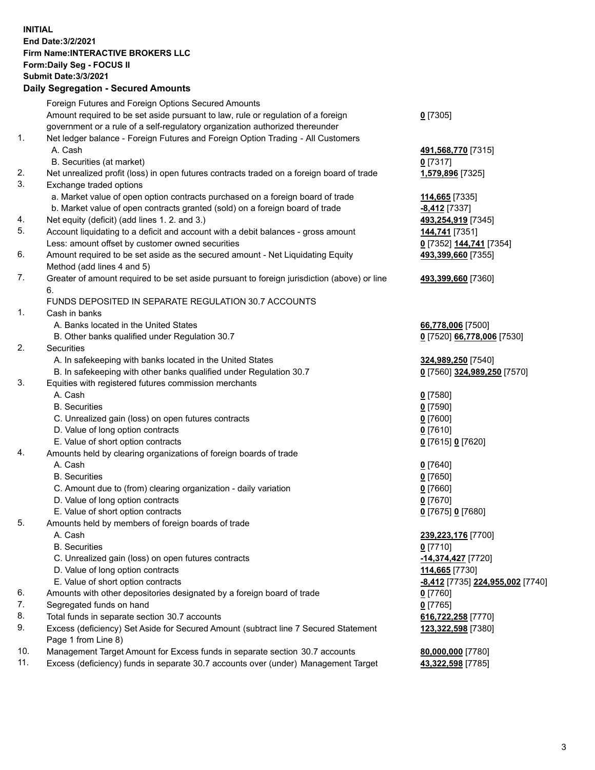**INITIAL**
**End Date:3/2/2021**
**Firm Name:INTERACTIVE BROKERS LLC**
**Form:Daily Seg - FOCUS II**
**Submit Date:3/3/2021**

## Daily Segregation - Secured Amounts

| | | |
|---|---|---|
| | Foreign Futures and Foreign Options Secured Amounts | |
| | Amount required to be set aside pursuant to law, rule or regulation of a foreign government or a rule of a self-regulatory organization authorized thereunder | **0** [7305] |
| 1. | Net ledger balance - Foreign Futures and Foreign Option Trading - All Customers | |
| | A. Cash | **491,568,770** [7315] |
| | B. Securities (at market) | **0** [7317] |
| 2. | Net unrealized profit (loss) in open futures contracts traded on a foreign board of trade | **1,579,896** [7325] |
| 3. | Exchange traded options | |
| | a. Market value of open option contracts purchased on a foreign board of trade | **114,665** [7335] |
| | b. Market value of open contracts granted (sold) on a foreign board of trade | **-8,412** [7337] |
| 4. | Net equity (deficit) (add lines 1. 2. and 3.) | **493,254,919** [7345] |
| 5. | Account liquidating to a deficit and account with a debit balances - gross amount | **144,741** [7351] |
| | Less: amount offset by customer owned securities | **0** [7352] **144,741** [7354] |
| 6. | Amount required to be set aside as the secured amount - Net Liquidating Equity Method (add lines 4 and 5) | **493,399,660** [7355] |
| 7. | Greater of amount required to be set aside pursuant to foreign jurisdiction (above) or line 6. | **493,399,660** [7360] |
| | FUNDS DEPOSITED IN SEPARATE REGULATION 30.7 ACCOUNTS | |
| 1. | Cash in banks | |
| | A. Banks located in the United States | **66,778,006** [7500] |
| | B. Other banks qualified under Regulation 30.7 | **0** [7520] **66,778,006** [7530] |
| 2. | Securities | |
| | A. In safekeeping with banks located in the United States | **324,989,250** [7540] |
| | B. In safekeeping with other banks qualified under Regulation 30.7 | **0** [7560] **324,989,250** [7570] |
| 3. | Equities with registered futures commission merchants | |
| | A. Cash | **0** [7580] |
| | B. Securities | **0** [7590] |
| | C. Unrealized gain (loss) on open futures contracts | **0** [7600] |
| | D. Value of long option contracts | **0** [7610] |
| | E. Value of short option contracts | **0** [7615] **0** [7620] |
| 4. | Amounts held by clearing organizations of foreign boards of trade | |
| | A. Cash | **0** [7640] |
| | B. Securities | **0** [7650] |
| | C. Amount due to (from) clearing organization - daily variation | **0** [7660] |
| | D. Value of long option contracts | **0** [7670] |
| | E. Value of short option contracts | **0** [7675] **0** [7680] |
| 5. | Amounts held by members of foreign boards of trade | |
| | A. Cash | **239,223,176** [7700] |
| | B. Securities | **0** [7710] |
| | C. Unrealized gain (loss) on open futures contracts | **-14,374,427** [7720] |
| | D. Value of long option contracts | **114,665** [7730] |
| | E. Value of short option contracts | **-8,412** [7735] **224,955,002** [7740] |
| 6. | Amounts with other depositories designated by a foreign board of trade | **0** [7760] |
| 7. | Segregated funds on hand | **0** [7765] |
| 8. | Total funds in separate section 30.7 accounts | **616,722,258** [7770] |
| 9. | Excess (deficiency) Set Aside for Secured Amount (subtract line 7 Secured Statement Page 1 from Line 8) | **123,322,598** [7380] |
| 10. | Management Target Amount for Excess funds in separate section 30.7 accounts | **80,000,000** [7780] |
| 11. | Excess (deficiency) funds in separate 30.7 accounts over (under) Management Target | **43,322,598** [7785] |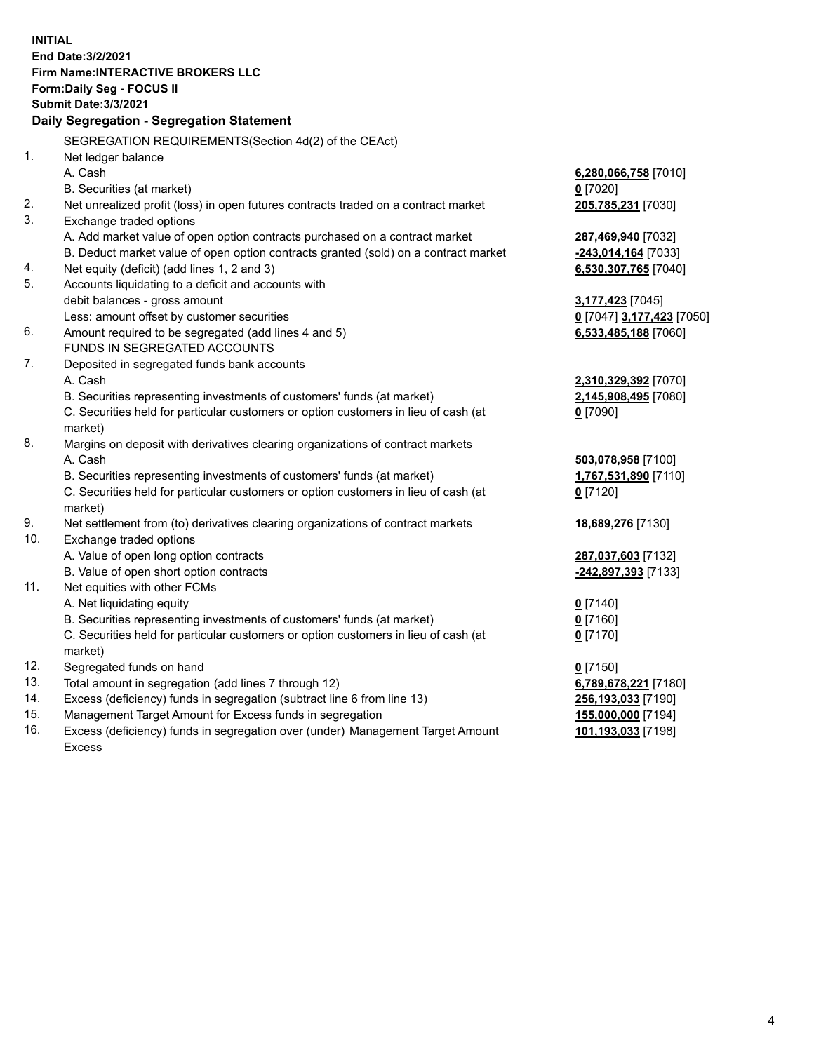**INITIAL**
**End Date:3/2/2021**
**Firm Name:INTERACTIVE BROKERS LLC**
**Form:Daily Seg - FOCUS II**
**Submit Date:3/3/2021**

## Daily Segregation - Segregation Statement

SEGREGATION REQUIREMENTS(Section 4d(2) of the CEAct)

| | | |
|---|---|---|
| 1. | Net ledger balance | |
| | A. Cash | **6,280,066,758** [7010] |
| | B. Securities (at market) | **0** [7020] |
| 2. | Net unrealized profit (loss) in open futures contracts traded on a contract market | **205,785,231** [7030] |
| 3. | Exchange traded options | |
| | A. Add market value of open option contracts purchased on a contract market | **287,469,940** [7032] |
| | B. Deduct market value of open option contracts granted (sold) on a contract market | **-243,014,164** [7033] |
| 4. | Net equity (deficit) (add lines 1, 2 and 3) | **6,530,307,765** [7040] |
| 5. | Accounts liquidating to a deficit and accounts with debit balances - gross amount | **3,177,423** [7045] |
| | Less: amount offset by customer securities | **0** [7047] **3,177,423** [7050] |
| 6. | Amount required to be segregated (add lines 4 and 5) | **6,533,485,188** [7060] |
| | FUNDS IN SEGREGATED ACCOUNTS | |
| 7. | Deposited in segregated funds bank accounts | |
| | A. Cash | **2,310,329,392** [7070] |
| | B. Securities representing investments of customers' funds (at market) | **2,145,908,495** [7080] |
| | C. Securities held for particular customers or option customers in lieu of cash (at market) | **0** [7090] |
| 8. | Margins on deposit with derivatives clearing organizations of contract markets | |
| | A. Cash | **503,078,958** [7100] |
| | B. Securities representing investments of customers' funds (at market) | **1,767,531,890** [7110] |
| | C. Securities held for particular customers or option customers in lieu of cash (at market) | **0** [7120] |
| 9. | Net settlement from (to) derivatives clearing organizations of contract markets | **18,689,276** [7130] |
| 10. | Exchange traded options | |
| | A. Value of open long option contracts | **287,037,603** [7132] |
| | B. Value of open short option contracts | **-242,897,393** [7133] |
| 11. | Net equities with other FCMs | |
| | A. Net liquidating equity | **0** [7140] |
| | B. Securities representing investments of customers' funds (at market) | **0** [7160] |
| | C. Securities held for particular customers or option customers in lieu of cash (at market) | **0** [7170] |
| 12. | Segregated funds on hand | **0** [7150] |
| 13. | Total amount in segregation (add lines 7 through 12) | **6,789,678,221** [7180] |
| 14. | Excess (deficiency) funds in segregation (subtract line 6 from line 13) | **256,193,033** [7190] |
| 15. | Management Target Amount for Excess funds in segregation | **155,000,000** [7194] |
| 16. | Excess (deficiency) funds in segregation over (under) Management Target Amount Excess | **101,193,033** [7198] |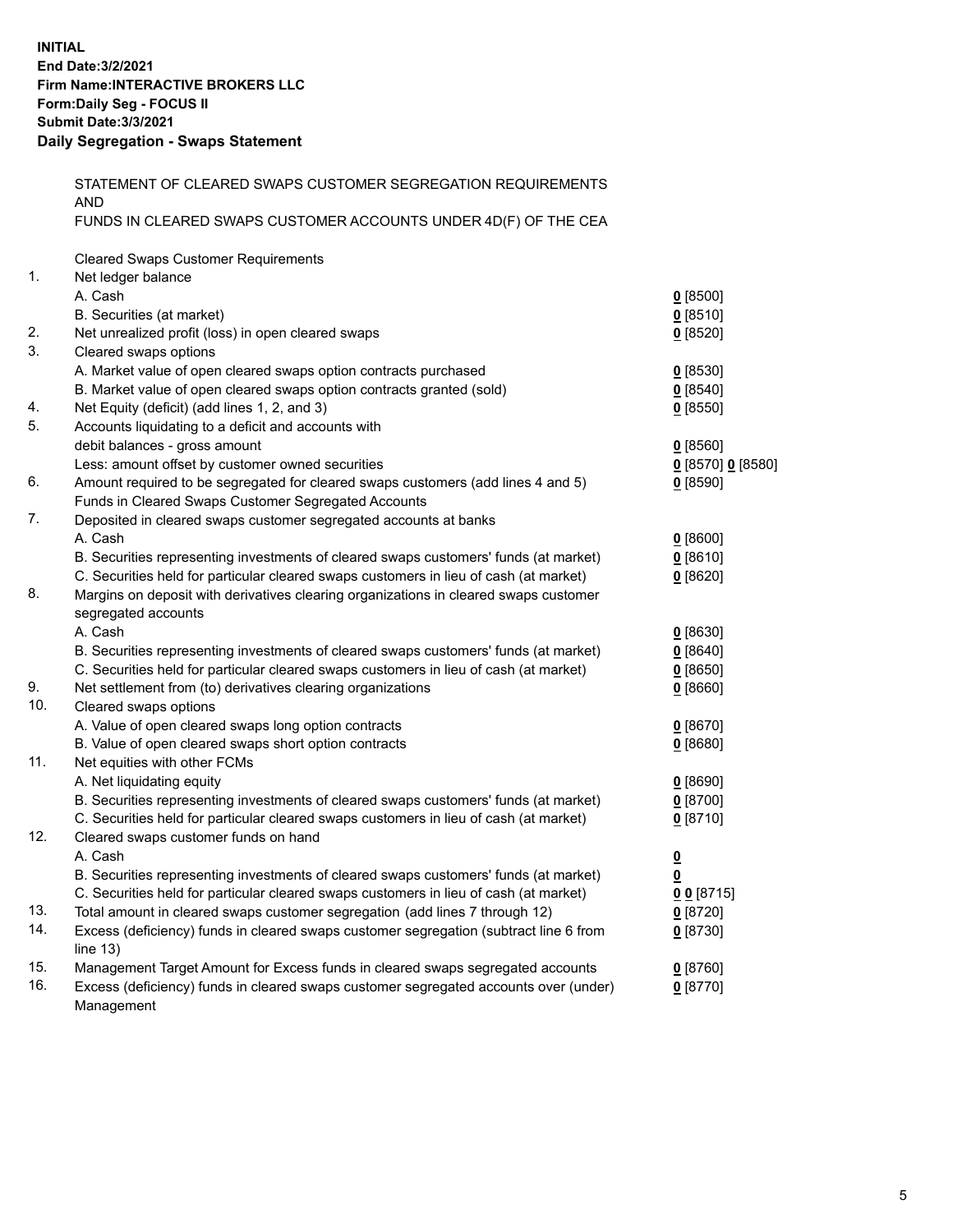**INITIAL**
**End Date:3/2/2021**
**Firm Name:INTERACTIVE BROKERS LLC**
**Form:Daily Seg - FOCUS II**
**Submit Date:3/3/2021**
**Daily Segregation - Swaps Statement**

STATEMENT OF CLEARED SWAPS CUSTOMER SEGREGATION REQUIREMENTS AND FUNDS IN CLEARED SWAPS CUSTOMER ACCOUNTS UNDER 4D(F) OF THE CEA

| | | |
|---|---|---|
| | Cleared Swaps Customer Requirements | |
| 1. | Net ledger balance | |
| | A. Cash | 0 [8500] |
| | B. Securities (at market) | 0 [8510] |
| 2. | Net unrealized profit (loss) in open cleared swaps | 0 [8520] |
| 3. | Cleared swaps options | |
| | A. Market value of open cleared swaps option contracts purchased | 0 [8530] |
| | B. Market value of open cleared swaps option contracts granted (sold) | 0 [8540] |
| 4. | Net Equity (deficit) (add lines 1, 2, and 3) | 0 [8550] |
| 5. | Accounts liquidating to a deficit and accounts with | |
| | debit balances - gross amount | 0 [8560] |
| | Less: amount offset by customer owned securities | 0 [8570] 0 [8580] |
| 6. | Amount required to be segregated for cleared swaps customers (add lines 4 and 5) | 0 [8590] |
| | Funds in Cleared Swaps Customer Segregated Accounts | |
| 7. | Deposited in cleared swaps customer segregated accounts at banks | |
| | A. Cash | 0 [8600] |
| | B. Securities representing investments of cleared swaps customers' funds (at market) | 0 [8610] |
| | C. Securities held for particular cleared swaps customers in lieu of cash (at market) | 0 [8620] |
| 8. | Margins on deposit with derivatives clearing organizations in cleared swaps customer segregated accounts | |
| | A. Cash | 0 [8630] |
| | B. Securities representing investments of cleared swaps customers' funds (at market) | 0 [8640] |
| | C. Securities held for particular cleared swaps customers in lieu of cash (at market) | 0 [8650] |
| 9. | Net settlement from (to) derivatives clearing organizations | 0 [8660] |
| 10. | Cleared swaps options | |
| | A. Value of open cleared swaps long option contracts | 0 [8670] |
| | B. Value of open cleared swaps short option contracts | 0 [8680] |
| 11. | Net equities with other FCMs | |
| | A. Net liquidating equity | 0 [8690] |
| | B. Securities representing investments of cleared swaps customers' funds (at market) | 0 [8700] |
| | C. Securities held for particular cleared swaps customers in lieu of cash (at market) | 0 [8710] |
| 12. | Cleared swaps customer funds on hand | |
| | A. Cash | 0 |
| | B. Securities representing investments of cleared swaps customers' funds (at market) | 0 |
| | C. Securities held for particular cleared swaps customers in lieu of cash (at market) | 0 0 [8715] |
| 13. | Total amount in cleared swaps customer segregation (add lines 7 through 12) | 0 [8720] |
| 14. | Excess (deficiency) funds in cleared swaps customer segregation (subtract line 6 from line 13) | 0 [8730] |
| 15. | Management Target Amount for Excess funds in cleared swaps segregated accounts | 0 [8760] |
| 16. | Excess (deficiency) funds in cleared swaps customer segregated accounts over (under) Management | 0 [8770] |